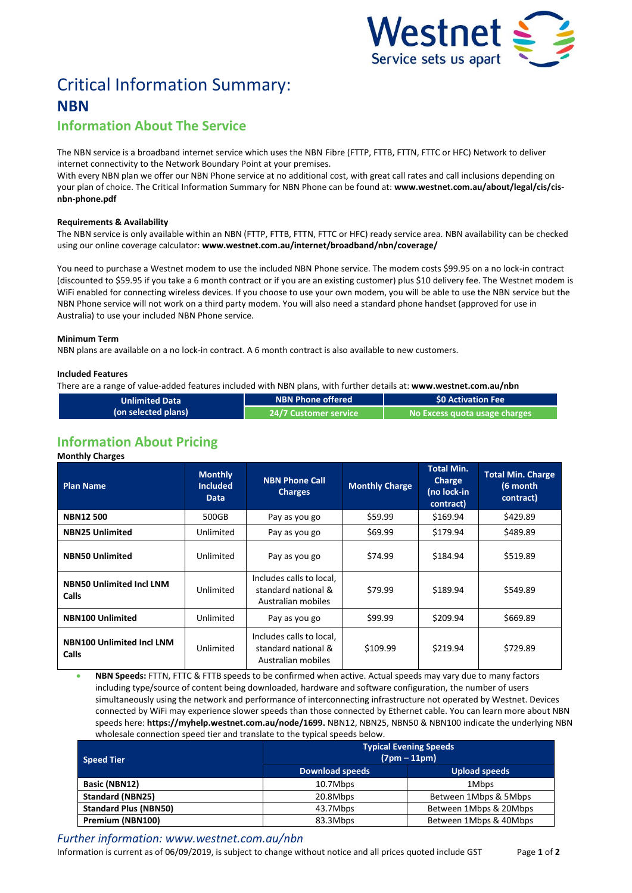Westnet
Service sets us apart

# Critical Information Summary: NBN

## Information About The Service

The NBN service is a broadband internet service which uses the NBN Fibre (FTTP, FTTB, FTTN, FTTC or HFC) Network to deliver internet connectivity to the Network Boundary Point at your premises.
With every NBN plan we offer our NBN Phone service at no additional cost, with great call rates and call inclusions depending on your plan of choice. The Critical Information Summary for NBN Phone can be found at: **www.westnet.com.au/about/legal/cis/cis-nbn-phone.pdf**

### Requirements & Availability

The NBN service is only available within an NBN (FTTP, FTTB, FTTN, FTTC or HFC) ready service area. NBN availability can be checked using our online coverage calculator: **www.westnet.com.au/internet/broadband/nbn/coverage/**

You need to purchase a Westnet modem to use the included NBN Phone service. The modem costs $99.95 on a no lock-in contract (discounted to $59.95 if you take a 6 month contract or if you are an existing customer) plus $10 delivery fee. The Westnet modem is WiFi enabled for connecting wireless devices. If you choose to use your own modem, you will be able to use the NBN service but the NBN Phone service will not work on a third party modem. You will also need a standard phone handset (approved for use in Australia) to use your included NBN Phone service.

### Minimum Term

NBN plans are available on a no lock-in contract. A 6 month contract is also available to new customers.

### Included Features

There are a range of value-added features included with NBN plans, with further details at: **www.westnet.com.au/nbn**

| Unlimited Data (on selected plans) | NBN Phone offered | $0 Activation Fee |
|---|---|---|
| | 24/7 Customer service | No Excess quota usage charges |

## Information About Pricing

**Monthly Charges**

| Plan Name | Monthly Included Data | NBN Phone Call Charges | Monthly Charge | Total Min. Charge (no lock-in contract) | Total Min. Charge (6 month contract) |
|---|---|---|---|---|---|
| **NBN12 500** | 500GB | Pay as you go | $59.99 | $169.94 | $429.89 |
| **NBN25 Unlimited** | Unlimited | Pay as you go | $69.99 | $179.94 | $489.89 |
| **NBN50 Unlimited** | Unlimited | Pay as you go | $74.99 | $184.94 | $519.89 |
| **NBN50 Unlimited Incl LNM Calls** | Unlimited | Includes calls to local, standard national & Australian mobiles | $79.99 | $189.94 | $549.89 |
| **NBN100 Unlimited** | Unlimited | Pay as you go | $99.99 | $209.94 | $669.89 |
| **NBN100 Unlimited Incl LNM Calls** | Unlimited | Includes calls to local, standard national & Australian mobiles | $109.99 | $219.94 | $729.89 |

- **NBN Speeds:** FTTN, FTTC & FTTB speeds to be confirmed when active. Actual speeds may vary due to many factors including type/source of content being downloaded, hardware and software configuration, the number of users simultaneously using the network and performance of interconnecting infrastructure not operated by Westnet. Devices connected by WiFi may experience slower speeds than those connected by Ethernet cable. You can learn more about NBN speeds here: **https://myhelp.westnet.com.au/node/1699.** NBN12, NBN25, NBN50 & NBN100 indicate the underlying NBN wholesale connection speed tier and translate to the typical speeds below.

| Speed Tier | Typical Evening Speeds (7pm – 11pm) | |
|---|---|---|
| | Download speeds | Upload speeds |
| **Basic (NBN12)** | 10.7Mbps | 1Mbps |
| **Standard (NBN25)** | 20.8Mbps | Between 1Mbps & 5Mbps |
| **Standard Plus (NBN50)** | 43.7Mbps | Between 1Mbps & 20Mbps |
| **Premium (NBN100)** | 83.3Mbps | Between 1Mbps & 40Mbps |

*Further information: www.westnet.com.au/nbn*

Information is current as of 06/09/2019, is subject to change without notice and all prices quoted include GST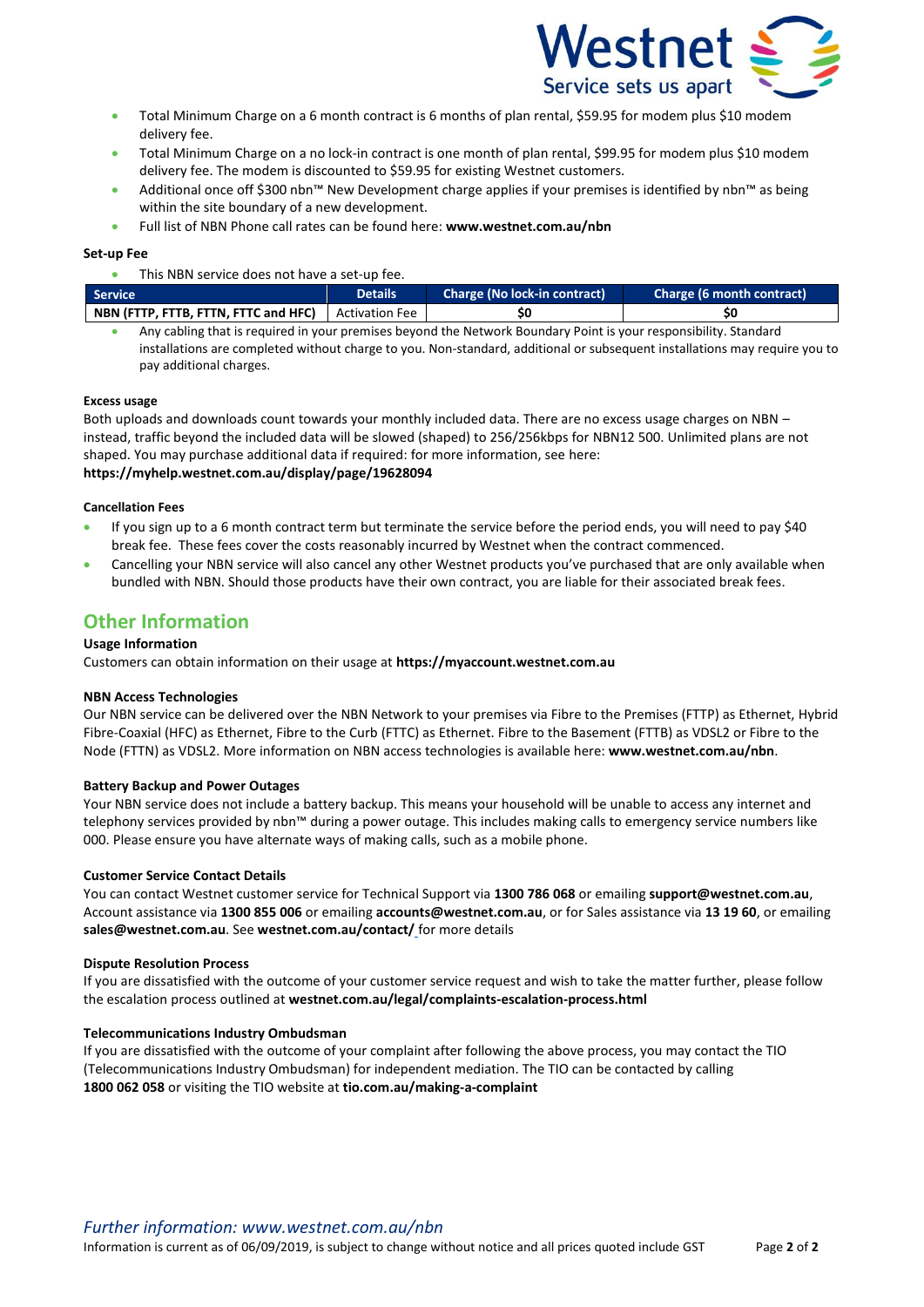- Total Minimum Charge on a 6 month contract is 6 months of plan rental, $59.95 for modem plus $10 modem delivery fee.
- Total Minimum Charge on a no lock-in contract is one month of plan rental, $99.95 for modem plus $10 modem delivery fee. The modem is discounted to $59.95 for existing Westnet customers.
- Additional once off $300 nbn™ New Development charge applies if your premises is identified by nbn™ as being within the site boundary of a new development.
- Full list of NBN Phone call rates can be found here: **www.westnet.com.au/nbn**

**Set-up Fee**

- This NBN service does not have a set-up fee.

| Service | Details | Charge (No lock-in contract) | Charge (6 month contract) |
|---|---|---|---|
| **NBN (FTTP, FTTB, FTTN, FTTC and HFC)** | Activation Fee | **$0** | **$0** |

- Any cabling that is required in your premises beyond the Network Boundary Point is your responsibility. Standard installations are completed without charge to you. Non-standard, additional or subsequent installations may require you to pay additional charges.

**Excess usage**

Both uploads and downloads count towards your monthly included data. There are no excess usage charges on NBN – instead, traffic beyond the included data will be slowed (shaped) to 256/256kbps for NBN12 500. Unlimited plans are not shaped. You may purchase additional data if required: for more information, see here:
**https://myhelp.westnet.com.au/display/page/19628094**

**Cancellation Fees**

- If you sign up to a 6 month contract term but terminate the service before the period ends, you will need to pay $40 break fee. These fees cover the costs reasonably incurred by Westnet when the contract commenced.
- Cancelling your NBN service will also cancel any other Westnet products you've purchased that are only available when bundled with NBN. Should those products have their own contract, you are liable for their associated break fees.

## Other Information

**Usage Information**

Customers can obtain information on their usage at **https://myaccount.westnet.com.au**

**NBN Access Technologies**

Our NBN service can be delivered over the NBN Network to your premises via Fibre to the Premises (FTTP) as Ethernet, Hybrid Fibre-Coaxial (HFC) as Ethernet, Fibre to the Curb (FTTC) as Ethernet. Fibre to the Basement (FTTB) as VDSL2 or Fibre to the Node (FTTN) as VDSL2. More information on NBN access technologies is available here: **www.westnet.com.au/nbn**.

**Battery Backup and Power Outages**

Your NBN service does not include a battery backup. This means your household will be unable to access any internet and telephony services provided by nbn™ during a power outage. This includes making calls to emergency service numbers like 000. Please ensure you have alternate ways of making calls, such as a mobile phone.

**Customer Service Contact Details**

You can contact Westnet customer service for Technical Support via **1300 786 068** or emailing **support@westnet.com.au**, Account assistance via **1300 855 006** or emailing **accounts@westnet.com.au**, or for Sales assistance via **13 19 60**, or emailing **sales@westnet.com.au**. See **westnet.com.au/contact/** for more details

**Dispute Resolution Process**

If you are dissatisfied with the outcome of your customer service request and wish to take the matter further, please follow the escalation process outlined at **westnet.com.au/legal/complaints-escalation-process.html**

**Telecommunications Industry Ombudsman**

If you are dissatisfied with the outcome of your complaint after following the above process, you may contact the TIO (Telecommunications Industry Ombudsman) for independent mediation. The TIO can be contacted by calling **1800 062 058** or visiting the TIO website at **tio.com.au/making-a-complaint**

*Further information: www.westnet.com.au/nbn*

Information is current as of 06/09/2019, is subject to change without notice and all prices quoted include GST